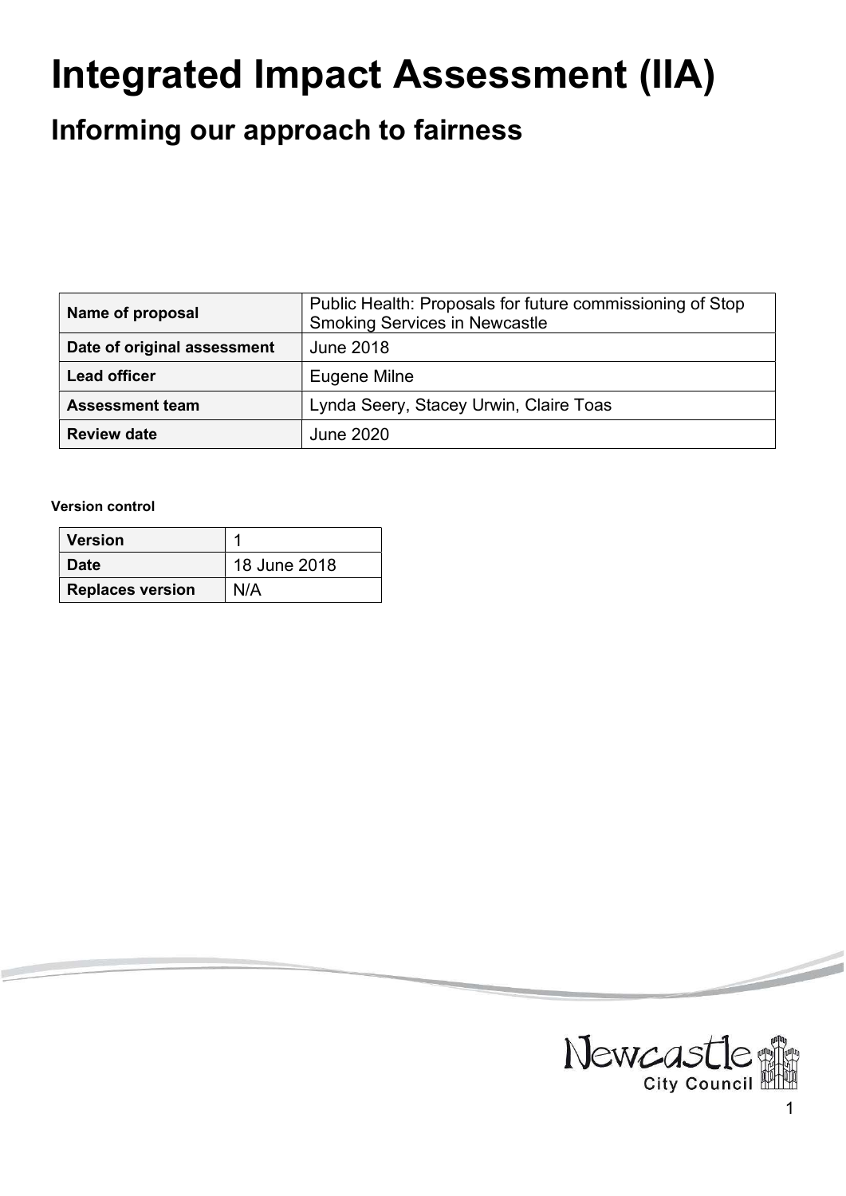# Integrated Impact Assessment (IIA)

## Informing our approach to fairness

| Name of proposal | Public Health: Proposals for future commissioning of Stop Smoking Services in Newcastle |
|---|---|
| Date of original assessment | June 2018 |
| Lead officer | Eugene Milne |
| Assessment team | Lynda Seery, Stacey Urwin, Claire Toas |
| Review date | June 2020 |

**Version control**

| Version | 1 |
|---|---|
| Date | 18 June 2018 |
| Replaces version | N/A |

Newcastle City Council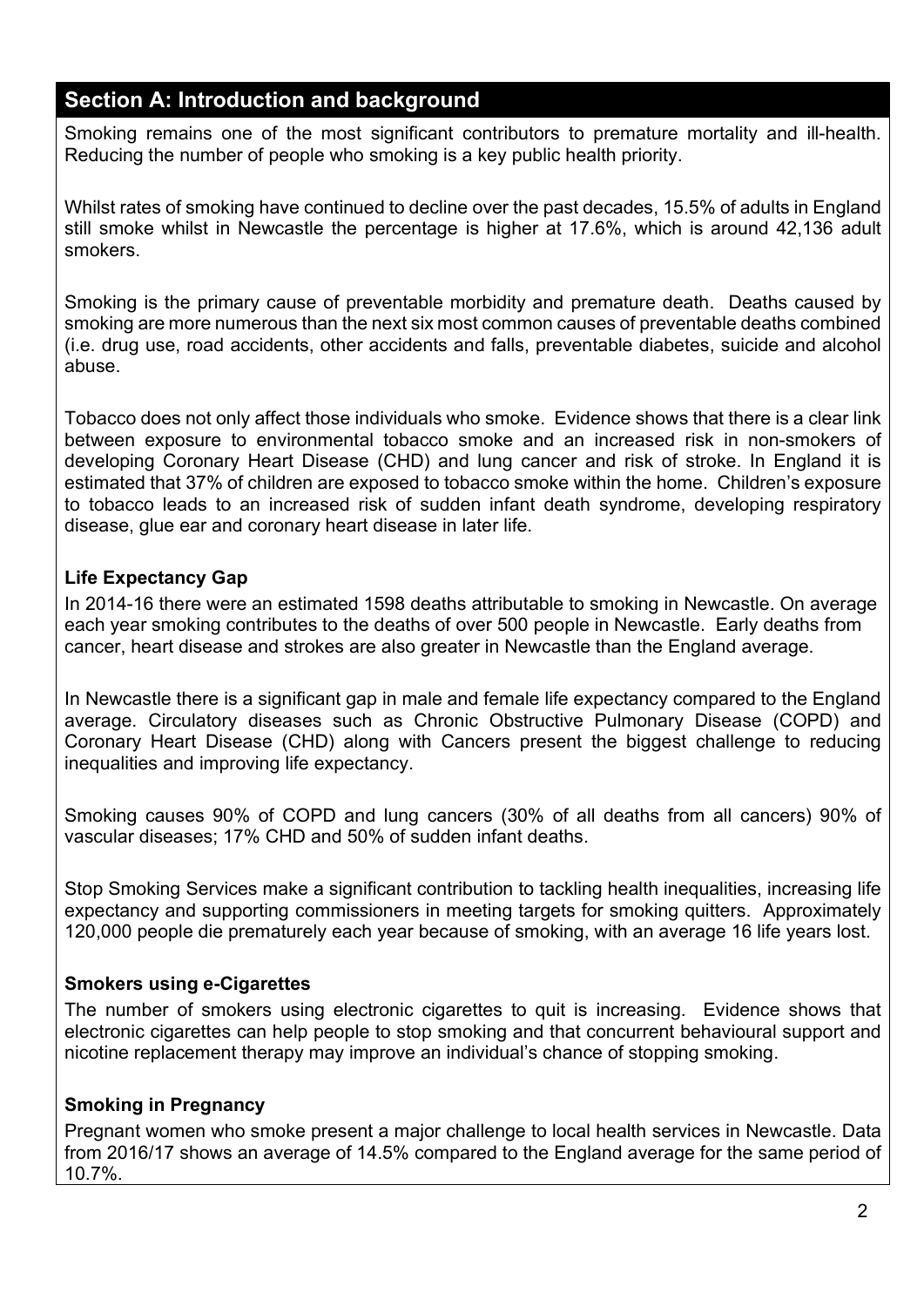## Section A: Introduction and background

Smoking remains one of the most significant contributors to premature mortality and ill-health. Reducing the number of people who smoking is a key public health priority.

Whilst rates of smoking have continued to decline over the past decades, 15.5% of adults in England still smoke whilst in Newcastle the percentage is higher at 17.6%, which is around 42,136 adult smokers.

Smoking is the primary cause of preventable morbidity and premature death. Deaths caused by smoking are more numerous than the next six most common causes of preventable deaths combined (i.e. drug use, road accidents, other accidents and falls, preventable diabetes, suicide and alcohol abuse.

Tobacco does not only affect those individuals who smoke. Evidence shows that there is a clear link between exposure to environmental tobacco smoke and an increased risk in non-smokers of developing Coronary Heart Disease (CHD) and lung cancer and risk of stroke. In England it is estimated that 37% of children are exposed to tobacco smoke within the home. Children's exposure to tobacco leads to an increased risk of sudden infant death syndrome, developing respiratory disease, glue ear and coronary heart disease in later life.

### Life Expectancy Gap

In 2014-16 there were an estimated 1598 deaths attributable to smoking in Newcastle. On average each year smoking contributes to the deaths of over 500 people in Newcastle. Early deaths from cancer, heart disease and strokes are also greater in Newcastle than the England average.

In Newcastle there is a significant gap in male and female life expectancy compared to the England average. Circulatory diseases such as Chronic Obstructive Pulmonary Disease (COPD) and Coronary Heart Disease (CHD) along with Cancers present the biggest challenge to reducing inequalities and improving life expectancy.

Smoking causes 90% of COPD and lung cancers (30% of all deaths from all cancers) 90% of vascular diseases; 17% CHD and 50% of sudden infant deaths.

Stop Smoking Services make a significant contribution to tackling health inequalities, increasing life expectancy and supporting commissioners in meeting targets for smoking quitters. Approximately 120,000 people die prematurely each year because of smoking, with an average 16 life years lost.

### Smokers using e-Cigarettes

The number of smokers using electronic cigarettes to quit is increasing. Evidence shows that electronic cigarettes can help people to stop smoking and that concurrent behavioural support and nicotine replacement therapy may improve an individual's chance of stopping smoking.

### Smoking in Pregnancy

Pregnant women who smoke present a major challenge to local health services in Newcastle. Data from 2016/17 shows an average of 14.5% compared to the England average for the same period of 10.7%.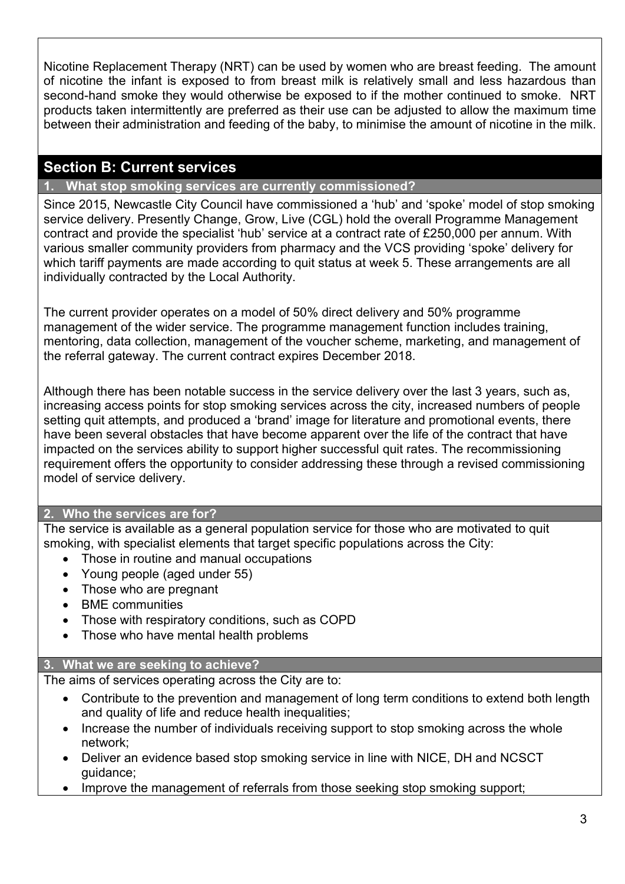Nicotine Replacement Therapy (NRT) can be used by women who are breast feeding. The amount of nicotine the infant is exposed to from breast milk is relatively small and less hazardous than second-hand smoke they would otherwise be exposed to if the mother continued to smoke. NRT products taken intermittently are preferred as their use can be adjusted to allow the maximum time between their administration and feeding of the baby, to minimise the amount of nicotine in the milk.

## Section B: Current services

### 1. What stop smoking services are currently commissioned?

Since 2015, Newcastle City Council have commissioned a 'hub' and 'spoke' model of stop smoking service delivery. Presently Change, Grow, Live (CGL) hold the overall Programme Management contract and provide the specialist 'hub' service at a contract rate of £250,000 per annum. With various smaller community providers from pharmacy and the VCS providing 'spoke' delivery for which tariff payments are made according to quit status at week 5. These arrangements are all individually contracted by the Local Authority.

The current provider operates on a model of 50% direct delivery and 50% programme management of the wider service. The programme management function includes training, mentoring, data collection, management of the voucher scheme, marketing, and management of the referral gateway. The current contract expires December 2018.

Although there has been notable success in the service delivery over the last 3 years, such as, increasing access points for stop smoking services across the city, increased numbers of people setting quit attempts, and produced a 'brand' image for literature and promotional events, there have been several obstacles that have become apparent over the life of the contract that have impacted on the services ability to support higher successful quit rates. The recommissioning requirement offers the opportunity to consider addressing these through a revised commissioning model of service delivery.

### 2. Who the services are for?

The service is available as a general population service for those who are motivated to quit smoking, with specialist elements that target specific populations across the City:

- Those in routine and manual occupations
- Young people (aged under 55)
- Those who are pregnant
- BME communities
- Those with respiratory conditions, such as COPD
- Those who have mental health problems

### 3. What we are seeking to achieve?

The aims of services operating across the City are to:

- Contribute to the prevention and management of long term conditions to extend both length and quality of life and reduce health inequalities;
- Increase the number of individuals receiving support to stop smoking across the whole network;
- Deliver an evidence based stop smoking service in line with NICE, DH and NCSCT guidance;
- Improve the management of referrals from those seeking stop smoking support;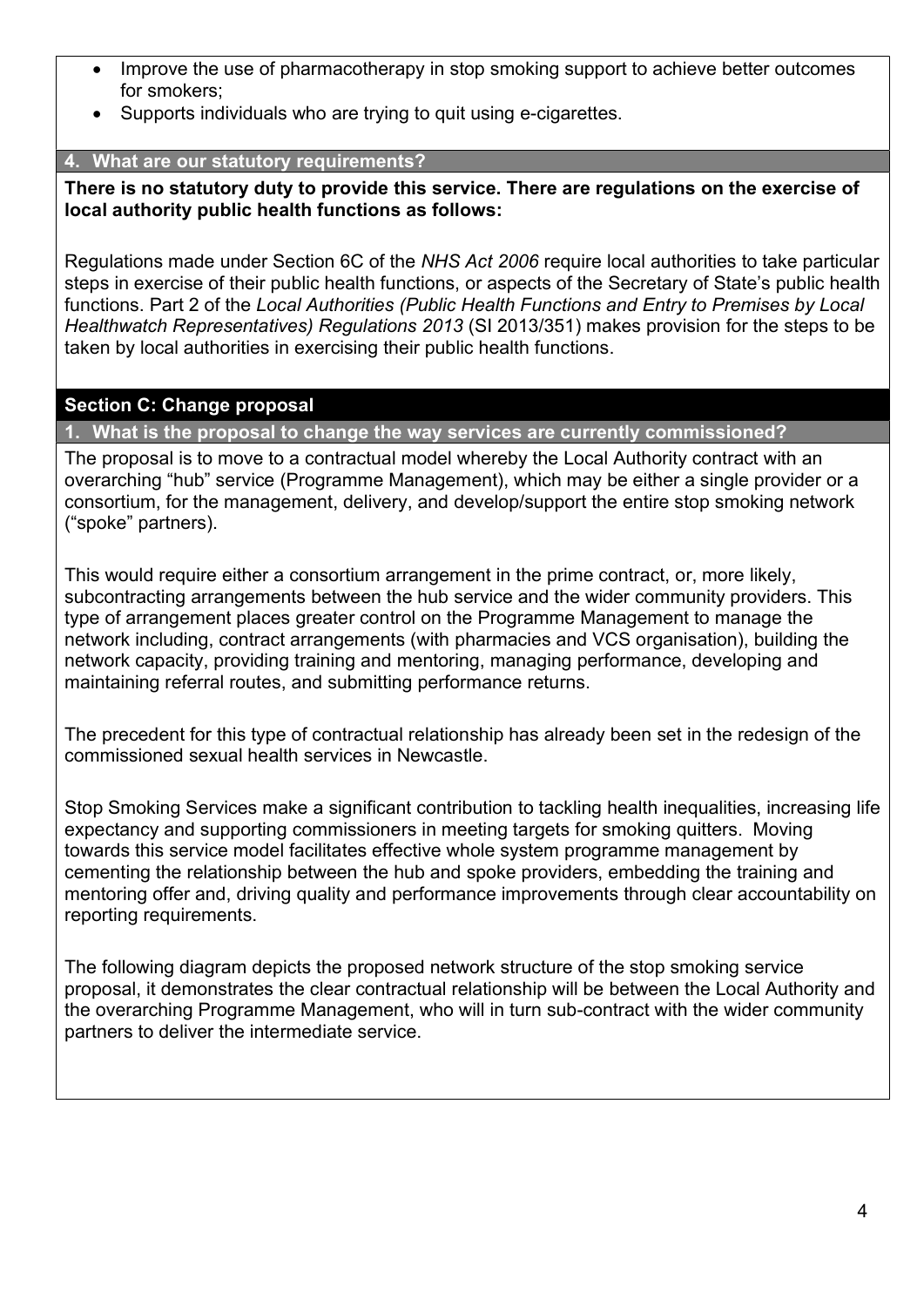- Improve the use of pharmacotherapy in stop smoking support to achieve better outcomes for smokers;
- Supports individuals who are trying to quit using e-cigarettes.

### 4. What are our statutory requirements?

**There is no statutory duty to provide this service. There are regulations on the exercise of local authority public health functions as follows:**

Regulations made under Section 6C of the *NHS Act 2006* require local authorities to take particular steps in exercise of their public health functions, or aspects of the Secretary of State's public health functions. Part 2 of the *Local Authorities (Public Health Functions and Entry to Premises by Local Healthwatch Representatives) Regulations 2013* (SI 2013/351) makes provision for the steps to be taken by local authorities in exercising their public health functions.

## Section C: Change proposal

### 1. What is the proposal to change the way services are currently commissioned?

The proposal is to move to a contractual model whereby the Local Authority contract with an overarching "hub" service (Programme Management), which may be either a single provider or a consortium, for the management, delivery, and develop/support the entire stop smoking network ("spoke" partners).

This would require either a consortium arrangement in the prime contract, or, more likely, subcontracting arrangements between the hub service and the wider community providers. This type of arrangement places greater control on the Programme Management to manage the network including, contract arrangements (with pharmacies and VCS organisation), building the network capacity, providing training and mentoring, managing performance, developing and maintaining referral routes, and submitting performance returns.

The precedent for this type of contractual relationship has already been set in the redesign of the commissioned sexual health services in Newcastle.

Stop Smoking Services make a significant contribution to tackling health inequalities, increasing life expectancy and supporting commissioners in meeting targets for smoking quitters. Moving towards this service model facilitates effective whole system programme management by cementing the relationship between the hub and spoke providers, embedding the training and mentoring offer and, driving quality and performance improvements through clear accountability on reporting requirements.

The following diagram depicts the proposed network structure of the stop smoking service proposal, it demonstrates the clear contractual relationship will be between the Local Authority and the overarching Programme Management, who will in turn sub-contract with the wider community partners to deliver the intermediate service.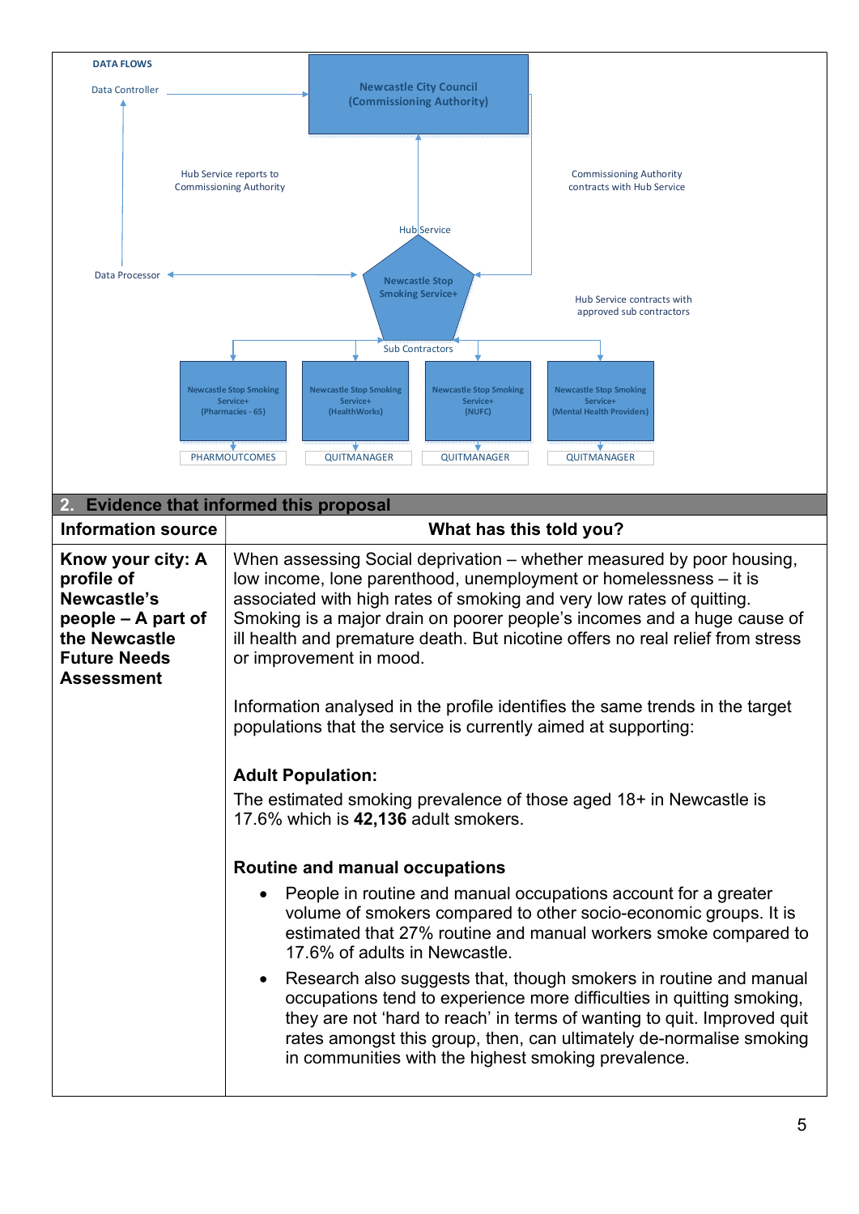**DATA FLOWS**

Data Controller → Newcastle City Council (Commissioning Authority)

Hub Service reports to Commissioning Authority

Commissioning Authority contracts with Hub Service

Hub Service

Data Processor ↔ Newcastle Stop Smoking Service+

Hub Service contracts with approved sub contractors

Sub Contractors

| Newcastle Stop Smoking Service+ (Pharmacies - 65) | Newcastle Stop Smoking Service+ (HealthWorks) | Newcastle Stop Smoking Service+ (NUFC) | Newcastle Stop Smoking Service+ (Mental Health Providers) |
|---|---|---|---|
| PHARMOUTCOMES | QUITMANAGER | QUITMANAGER | QUITMANAGER |

## 2. Evidence that informed this proposal

| Information source | What has this told you? |
|---|---|
| **Know your city: A profile of Newcastle's people – A part of the Newcastle Future Needs Assessment** | When assessing Social deprivation – whether measured by poor housing, low income, lone parenthood, unemployment or homelessness – it is associated with high rates of smoking and very low rates of quitting. Smoking is a major drain on poorer people's incomes and a huge cause of ill health and premature death. But nicotine offers no real relief from stress or improvement in mood.<br><br>Information analysed in the profile identifies the same trends in the target populations that the service is currently aimed at supporting:<br><br>**Adult Population:**<br>The estimated smoking prevalence of those aged 18+ in Newcastle is 17.6% which is **42,136** adult smokers.<br><br>**Routine and manual occupations**<br>• People in routine and manual occupations account for a greater volume of smokers compared to other socio-economic groups. It is estimated that 27% routine and manual workers smoke compared to 17.6% of adults in Newcastle.<br>• Research also suggests that, though smokers in routine and manual occupations tend to experience more difficulties in quitting smoking, they are not 'hard to reach' in terms of wanting to quit. Improved quit rates amongst this group, then, can ultimately de-normalise smoking in communities with the highest smoking prevalence. |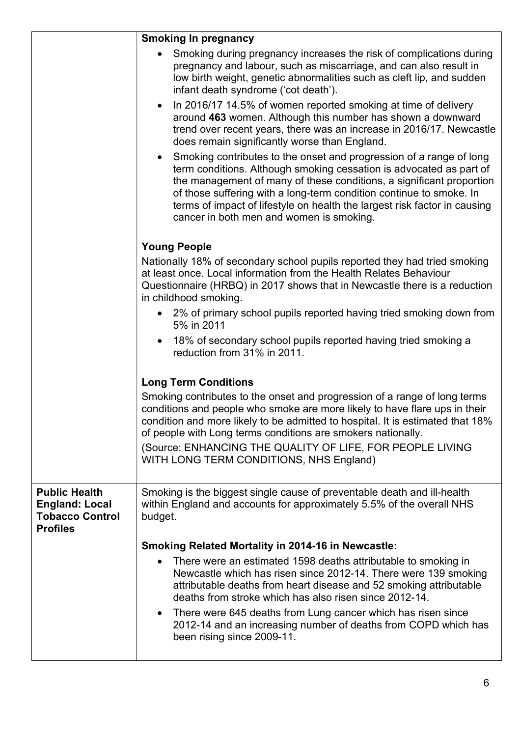| | |
|---|---|
| | **Smoking In pregnancy**<br>• Smoking during pregnancy increases the risk of complications during pregnancy and labour, such as miscarriage, and can also result in low birth weight, genetic abnormalities such as cleft lip, and sudden infant death syndrome ('cot death').<br>• In 2016/17 14.5% of women reported smoking at time of delivery around **463** women. Although this number has shown a downward trend over recent years, there was an increase in 2016/17. Newcastle does remain significantly worse than England.<br>• Smoking contributes to the onset and progression of a range of long term conditions. Although smoking cessation is advocated as part of the management of many of these conditions, a significant proportion of those suffering with a long-term condition continue to smoke. In terms of impact of lifestyle on health the largest risk factor in causing cancer in both men and women is smoking.<br><br>**Young People**<br>Nationally 18% of secondary school pupils reported they had tried smoking at least once. Local information from the Health Relates Behaviour Questionnaire (HRBQ) in 2017 shows that in Newcastle there is a reduction in childhood smoking.<br>• 2% of primary school pupils reported having tried smoking down from 5% in 2011<br>• 18% of secondary school pupils reported having tried smoking a reduction from 31% in 2011.<br><br>**Long Term Conditions**<br>Smoking contributes to the onset and progression of a range of long terms conditions and people who smoke are more likely to have flare ups in their condition and more likely to be admitted to hospital. It is estimated that 18% of people with Long terms conditions are smokers nationally.<br>(Source: ENHANCING THE QUALITY OF LIFE, FOR PEOPLE LIVING WITH LONG TERM CONDITIONS, NHS England) |
| **Public Health England: Local Tobacco Control Profiles** | Smoking is the biggest single cause of preventable death and ill-health within England and accounts for approximately 5.5% of the overall NHS budget.<br><br>**Smoking Related Mortality in 2014-16 in Newcastle:**<br>• There were an estimated 1598 deaths attributable to smoking in Newcastle which has risen since 2012-14. There were 139 smoking attributable deaths from heart disease and 52 smoking attributable deaths from stroke which has also risen since 2012-14.<br>• There were 645 deaths from Lung cancer which has risen since 2012-14 and an increasing number of deaths from COPD which has been rising since 2009-11. |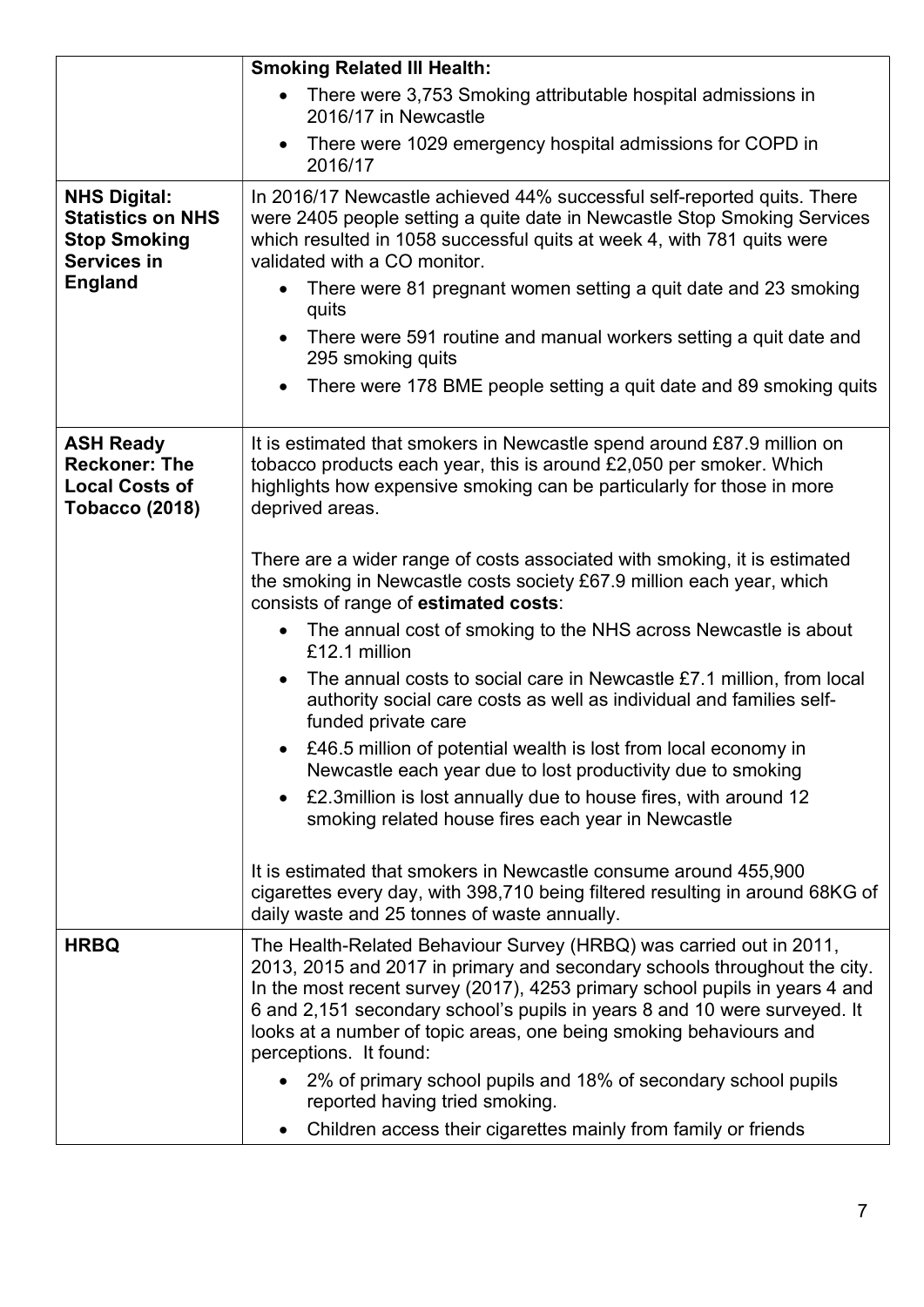| | |
|---|---|
| | **Smoking Related Ill Health:**<br>• There were 3,753 Smoking attributable hospital admissions in 2016/17 in Newcastle<br>• There were 1029 emergency hospital admissions for COPD in 2016/17 |
| **NHS Digital: Statistics on NHS Stop Smoking Services in England** | In 2016/17 Newcastle achieved 44% successful self-reported quits. There were 2405 people setting a quite date in Newcastle Stop Smoking Services which resulted in 1058 successful quits at week 4, with 781 quits were validated with a CO monitor.<br>• There were 81 pregnant women setting a quit date and 23 smoking quits<br>• There were 591 routine and manual workers setting a quit date and 295 smoking quits<br>• There were 178 BME people setting a quit date and 89 smoking quits |
| **ASH Ready Reckoner: The Local Costs of Tobacco (2018)** | It is estimated that smokers in Newcastle spend around £87.9 million on tobacco products each year, this is around £2,050 per smoker. Which highlights how expensive smoking can be particularly for those in more deprived areas.<br><br>There are a wider range of costs associated with smoking, it is estimated the smoking in Newcastle costs society £67.9 million each year, which consists of range of **estimated costs**:<br>• The annual cost of smoking to the NHS across Newcastle is about £12.1 million<br>• The annual costs to social care in Newcastle £7.1 million, from local authority social care costs as well as individual and families self-funded private care<br>• £46.5 million of potential wealth is lost from local economy in Newcastle each year due to lost productivity due to smoking<br>• £2.3million is lost annually due to house fires, with around 12 smoking related house fires each year in Newcastle<br><br>It is estimated that smokers in Newcastle consume around 455,900 cigarettes every day, with 398,710 being filtered resulting in around 68KG of daily waste and 25 tonnes of waste annually. |
| **HRBQ** | The Health-Related Behaviour Survey (HRBQ) was carried out in 2011, 2013, 2015 and 2017 in primary and secondary schools throughout the city. In the most recent survey (2017), 4253 primary school pupils in years 4 and 6 and 2,151 secondary school's pupils in years 8 and 10 were surveyed. It looks at a number of topic areas, one being smoking behaviours and perceptions. It found:<br>• 2% of primary school pupils and 18% of secondary school pupils reported having tried smoking.<br>• Children access their cigarettes mainly from family or friends |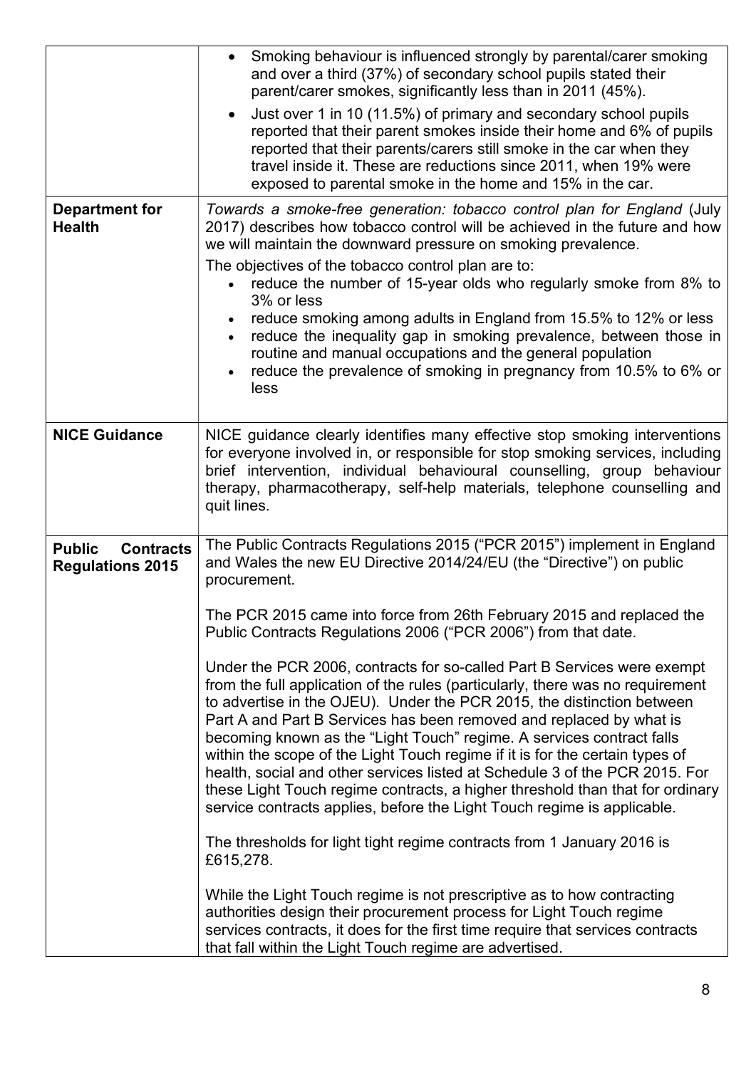| | |
|---|---|
| | • Smoking behaviour is influenced strongly by parental/carer smoking and over a third (37%) of secondary school pupils stated their parent/carer smokes, significantly less than in 2011 (45%).<br>• Just over 1 in 10 (11.5%) of primary and secondary school pupils reported that their parent smokes inside their home and 6% of pupils reported that their parents/carers still smoke in the car when they travel inside it. These are reductions since 2011, when 19% were exposed to parental smoke in the home and 15% in the car. |
| **Department for Health** | *Towards a smoke-free generation: tobacco control plan for England* (July 2017) describes how tobacco control will be achieved in the future and how we will maintain the downward pressure on smoking prevalence.<br>The objectives of the tobacco control plan are to:<br>• reduce the number of 15-year olds who regularly smoke from 8% to 3% or less<br>• reduce smoking among adults in England from 15.5% to 12% or less<br>• reduce the inequality gap in smoking prevalence, between those in routine and manual occupations and the general population<br>• reduce the prevalence of smoking in pregnancy from 10.5% to 6% or less |
| **NICE Guidance** | NICE guidance clearly identifies many effective stop smoking interventions for everyone involved in, or responsible for stop smoking services, including brief intervention, individual behavioural counselling, group behaviour therapy, pharmacotherapy, self-help materials, telephone counselling and quit lines. |
| **Public Contracts Regulations 2015** | The Public Contracts Regulations 2015 ("PCR 2015") implement in England and Wales the new EU Directive 2014/24/EU (the "Directive") on public procurement.<br><br>The PCR 2015 came into force from 26th February 2015 and replaced the Public Contracts Regulations 2006 ("PCR 2006") from that date.<br><br>Under the PCR 2006, contracts for so-called Part B Services were exempt from the full application of the rules (particularly, there was no requirement to advertise in the OJEU). Under the PCR 2015, the distinction between Part A and Part B Services has been removed and replaced by what is becoming known as the "Light Touch" regime. A services contract falls within the scope of the Light Touch regime if it is for the certain types of health, social and other services listed at Schedule 3 of the PCR 2015. For these Light Touch regime contracts, a higher threshold than that for ordinary service contracts applies, before the Light Touch regime is applicable.<br><br>The thresholds for light tight regime contracts from 1 January 2016 is £615,278.<br><br>While the Light Touch regime is not prescriptive as to how contracting authorities design their procurement process for Light Touch regime services contracts, it does for the first time require that services contracts that fall within the Light Touch regime are advertised. |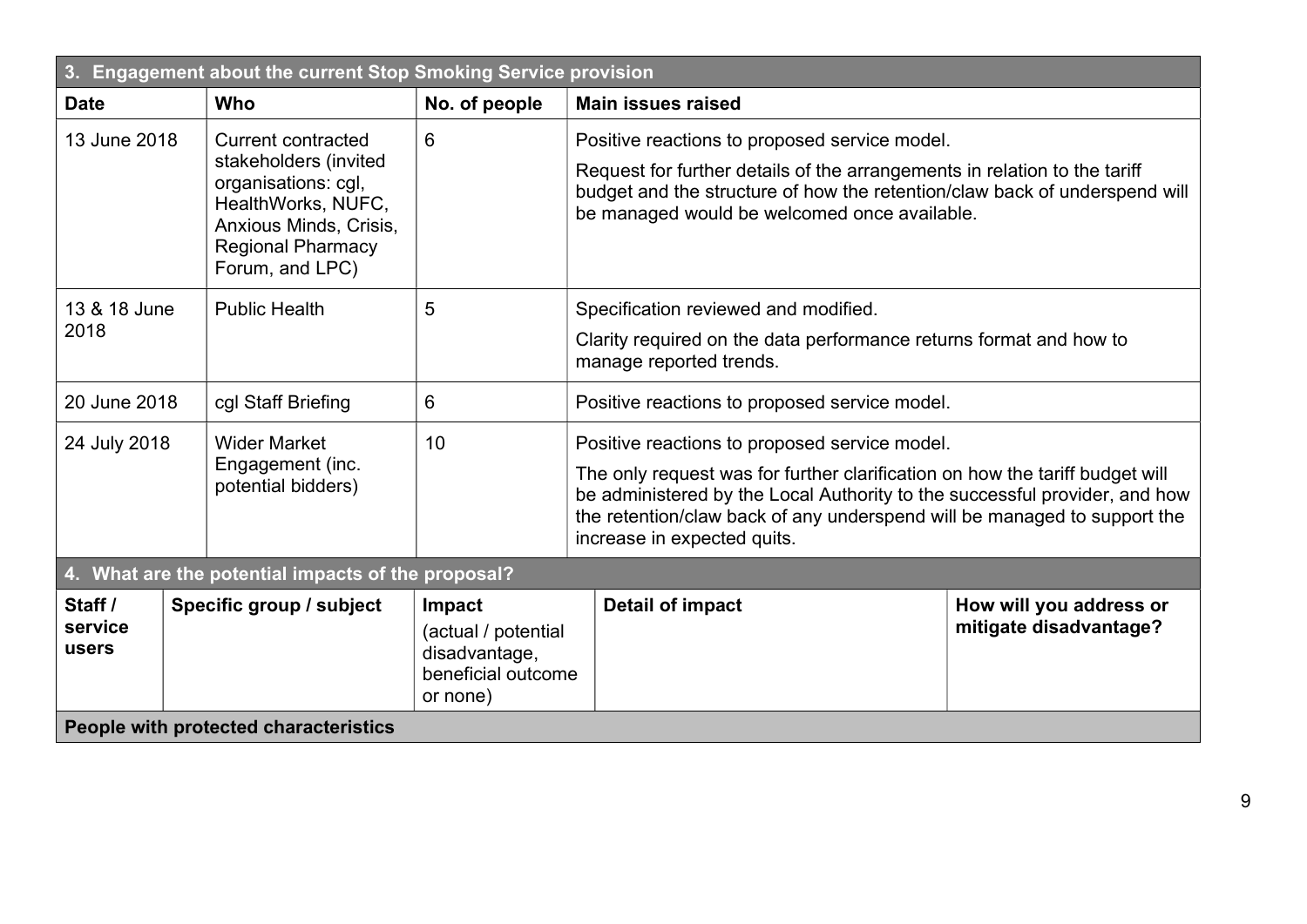| 3. Engagement about the current Stop Smoking Service provision | | | |
|---|---|---|---|
| **Date** | **Who** | **No. of people** | **Main issues raised** |
| 13 June 2018 | Current contracted stakeholders (invited organisations: cgl, HealthWorks, NUFC, Anxious Minds, Crisis, Regional Pharmacy Forum, and LPC) | 6 | Positive reactions to proposed service model.<br><br>Request for further details of the arrangements in relation to the tariff budget and the structure of how the retention/claw back of underspend will be managed would be welcomed once available. |
| 13 & 18 June 2018 | Public Health | 5 | Specification reviewed and modified.<br><br>Clarity required on the data performance returns format and how to manage reported trends. |
| 20 June 2018 | cgl Staff Briefing | 6 | Positive reactions to proposed service model. |
| 24 July 2018 | Wider Market Engagement (inc. potential bidders) | 10 | Positive reactions to proposed service model.<br><br>The only request was for further clarification on how the tariff budget will be administered by the Local Authority to the successful provider, and how the retention/claw back of any underspend will be managed to support the increase in expected quits. |

| 4. What are the potential impacts of the proposal? | | | | |
|---|---|---|---|---|
| **Staff / service users** | **Specific group / subject** | **Impact** (actual / potential disadvantage, beneficial outcome or none) | **Detail of impact** | **How will you address or mitigate disadvantage?** |
| **People with protected characteristics** | | | | |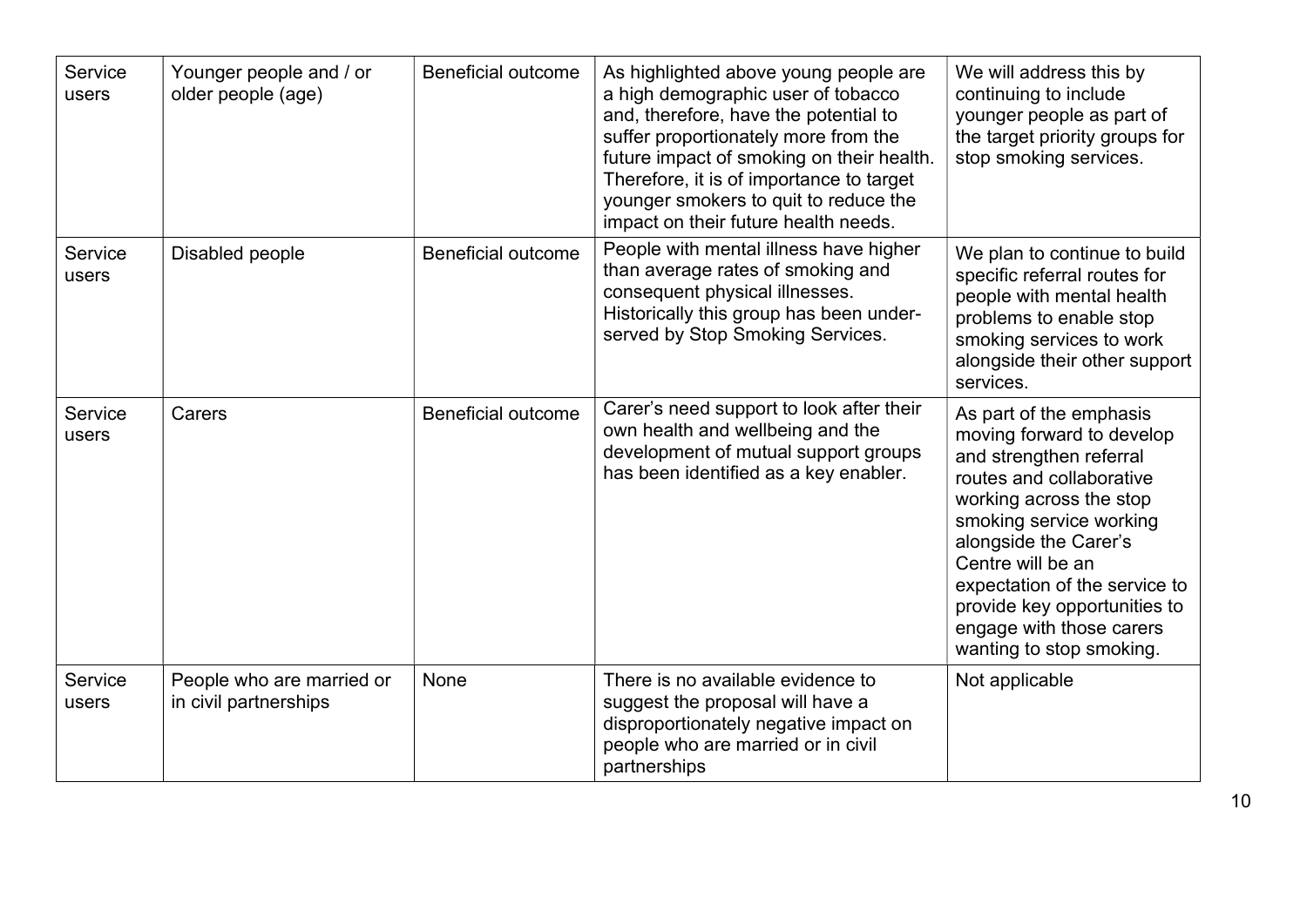| | | | | |
|---|---|---|---|---|
| Service users | Younger people and / or older people (age) | Beneficial outcome | As highlighted above young people are a high demographic user of tobacco and, therefore, have the potential to suffer proportionately more from the future impact of smoking on their health. Therefore, it is of importance to target younger smokers to quit to reduce the impact on their future health needs. | We will address this by continuing to include younger people as part of the target priority groups for stop smoking services. |
| Service users | Disabled people | Beneficial outcome | People with mental illness have higher than average rates of smoking and consequent physical illnesses. Historically this group has been under-served by Stop Smoking Services. | We plan to continue to build specific referral routes for people with mental health problems to enable stop smoking services to work alongside their other support services. |
| Service users | Carers | Beneficial outcome | Carer's need support to look after their own health and wellbeing and the development of mutual support groups has been identified as a key enabler. | As part of the emphasis moving forward to develop and strengthen referral routes and collaborative working across the stop smoking service working alongside the Carer's Centre will be an expectation of the service to provide key opportunities to engage with those carers wanting to stop smoking. |
| Service users | People who are married or in civil partnerships | None | There is no available evidence to suggest the proposal will have a disproportionately negative impact on people who are married or in civil partnerships | Not applicable |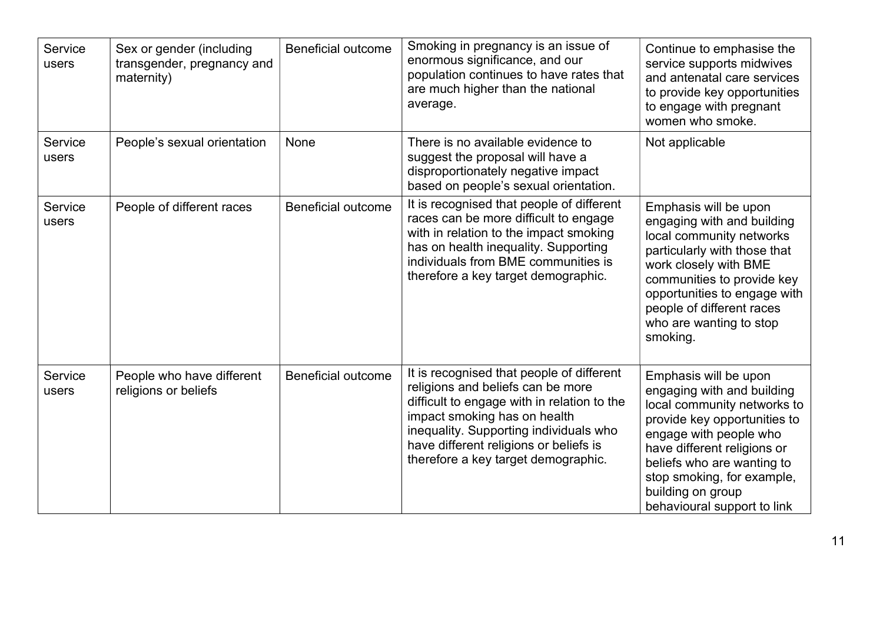| Service users | Sex or gender (including transgender, pregnancy and maternity) | Beneficial outcome | Smoking in pregnancy is an issue of enormous significance, and our population continues to have rates that are much higher than the national average. | Continue to emphasise the service supports midwives and antenatal care services to provide key opportunities to engage with pregnant women who smoke. |
|---|---|---|---|---|
| Service users | People's sexual orientation | None | There is no available evidence to suggest the proposal will have a disproportionately negative impact based on people's sexual orientation. | Not applicable |
| Service users | People of different races | Beneficial outcome | It is recognised that people of different races can be more difficult to engage with in relation to the impact smoking has on health inequality. Supporting individuals from BME communities is therefore a key target demographic. | Emphasis will be upon engaging with and building local community networks particularly with those that work closely with BME communities to provide key opportunities to engage with people of different races who are wanting to stop smoking. |
| Service users | People who have different religions or beliefs | Beneficial outcome | It is recognised that people of different religions and beliefs can be more difficult to engage with in relation to the impact smoking has on health inequality. Supporting individuals who have different religions or beliefs is therefore a key target demographic. | Emphasis will be upon engaging with and building local community networks to provide key opportunities to engage with people who have different religions or beliefs who are wanting to stop smoking, for example, building on group behavioural support to link |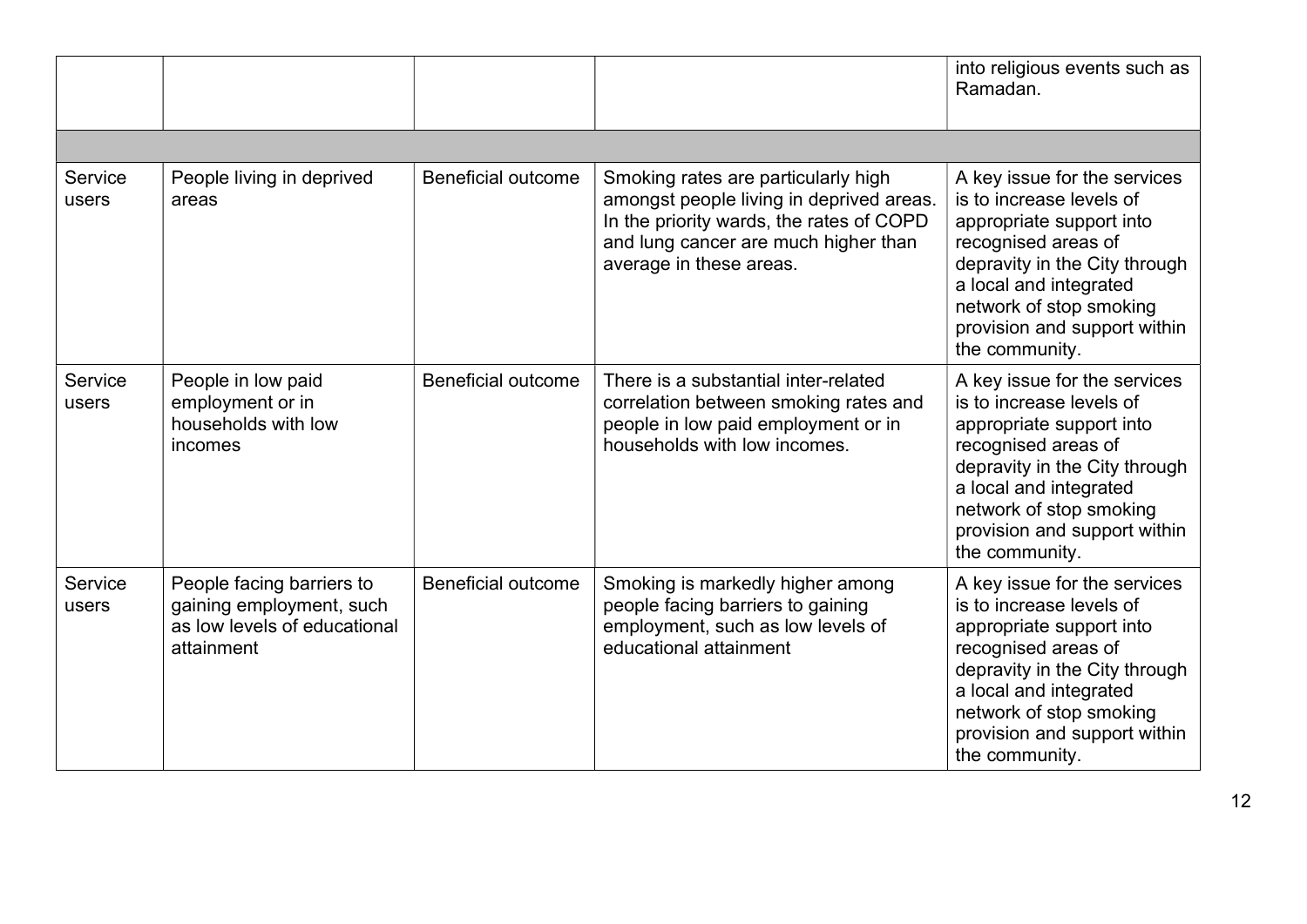| | | | | |
|---|---|---|---|---|
| | | | | into religious events such as Ramadan. |
| | | | | |
| Service users | People living in deprived areas | Beneficial outcome | Smoking rates are particularly high amongst people living in deprived areas. In the priority wards, the rates of COPD and lung cancer are much higher than average in these areas. | A key issue for the services is to increase levels of appropriate support into recognised areas of depravity in the City through a local and integrated network of stop smoking provision and support within the community. |
| Service users | People in low paid employment or in households with low incomes | Beneficial outcome | There is a substantial inter-related correlation between smoking rates and people in low paid employment or in households with low incomes. | A key issue for the services is to increase levels of appropriate support into recognised areas of depravity in the City through a local and integrated network of stop smoking provision and support within the community. |
| Service users | People facing barriers to gaining employment, such as low levels of educational attainment | Beneficial outcome | Smoking is markedly higher among people facing barriers to gaining employment, such as low levels of educational attainment | A key issue for the services is to increase levels of appropriate support into recognised areas of depravity in the City through a local and integrated network of stop smoking provision and support within the community. |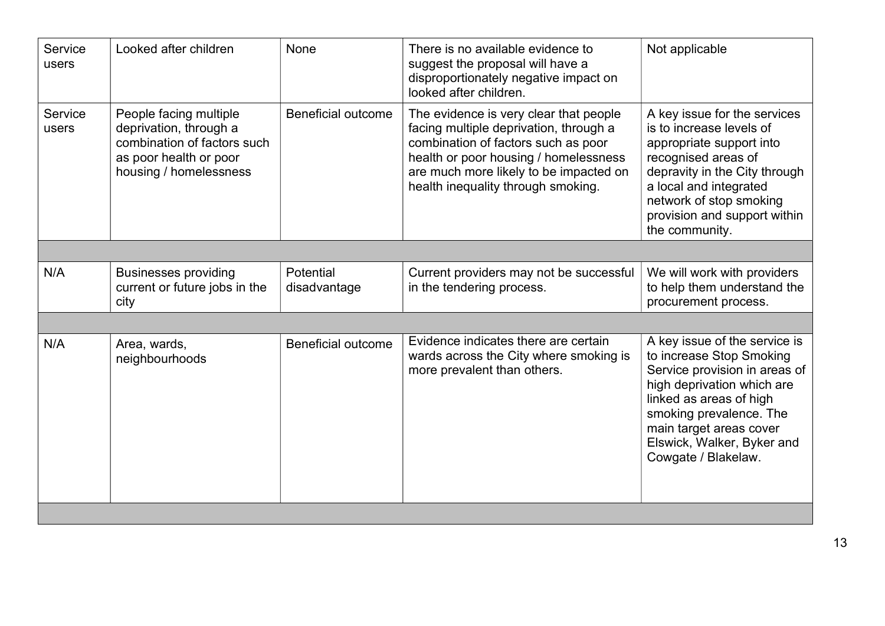| Service users | Looked after children | None | There is no available evidence to suggest the proposal will have a disproportionately negative impact on looked after children. | Not applicable |
|---|---|---|---|---|
| Service users | People facing multiple deprivation, through a combination of factors such as poor health or poor housing / homelessness | Beneficial outcome | The evidence is very clear that people facing multiple deprivation, through a combination of factors such as poor health or poor housing / homelessness are much more likely to be impacted on health inequality through smoking. | A key issue for the services is to increase levels of appropriate support into recognised areas of depravity in the City through a local and integrated network of stop smoking provision and support within the community. |
| | | | | |
| N/A | Businesses providing current or future jobs in the city | Potential disadvantage | Current providers may not be successful in the tendering process. | We will work with providers to help them understand the procurement process. |
| | | | | |
| N/A | Area, wards, neighbourhoods | Beneficial outcome | Evidence indicates there are certain wards across the City where smoking is more prevalent than others. | A key issue of the service is to increase Stop Smoking Service provision in areas of high deprivation which are linked as areas of high smoking prevalence. The main target areas cover Elswick, Walker, Byker and Cowgate / Blakelaw. |
| | | | | |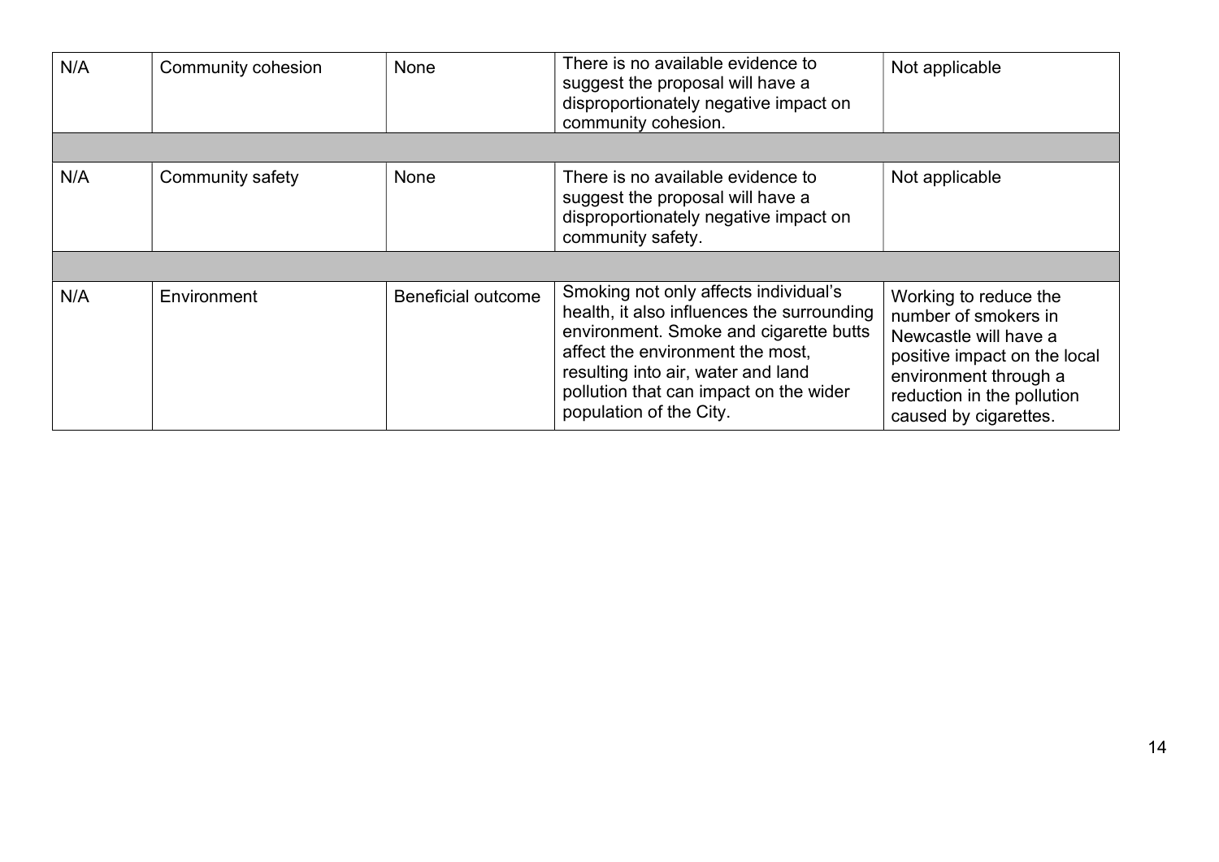| | | | | |
|---|---|---|---|---|
| N/A | Community cohesion | None | There is no available evidence to suggest the proposal will have a disproportionately negative impact on community cohesion. | Not applicable |
| | | | | |
| N/A | Community safety | None | There is no available evidence to suggest the proposal will have a disproportionately negative impact on community safety. | Not applicable |
| | | | | |
| N/A | Environment | Beneficial outcome | Smoking not only affects individual's health, it also influences the surrounding environment. Smoke and cigarette butts affect the environment the most, resulting into air, water and land pollution that can impact on the wider population of the City. | Working to reduce the number of smokers in Newcastle will have a positive impact on the local environment through a reduction in the pollution caused by cigarettes. |